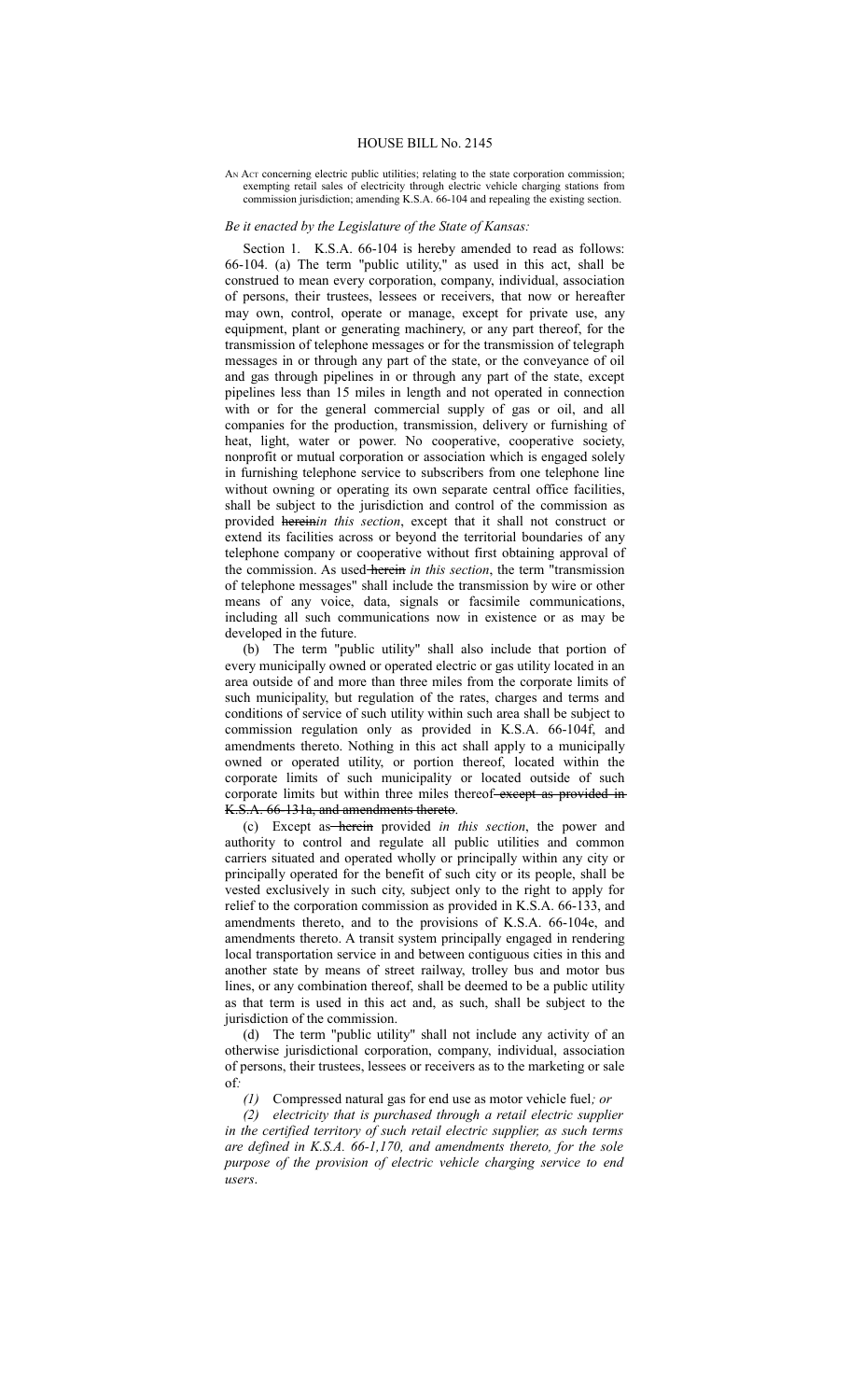# HOUSE BILL No. 2145

AN ACT concerning electric public utilities; relating to the state corporation commission; exempting retail sales of electricity through electric vehicle charging stations from commission jurisdiction; amending K.S.A. 66-104 and repealing the existing section.

*Be it enacted by the Legislature of the State of Kansas:*

Section 1. K.S.A. 66-104 is hereby amended to read as follows: 66-104. (a) The term "public utility," as used in this act, shall be construed to mean every corporation, company, individual, association of persons, their trustees, lessees or receivers, that now or hereafter may own, control, operate or manage, except for private use, any equipment, plant or generating machinery, or any part thereof, for the transmission of telephone messages or for the transmission of telegraph messages in or through any part of the state, or the conveyance of oil and gas through pipelines in or through any part of the state, except pipelines less than 15 miles in length and not operated in connection with or for the general commercial supply of gas or oil, and all companies for the production, transmission, delivery or furnishing of heat, light, water or power. No cooperative, cooperative society, nonprofit or mutual corporation or association which is engaged solely in furnishing telephone service to subscribers from one telephone line without owning or operating its own separate central office facilities, shall be subject to the jurisdiction and control of the commission as provided ~~herein~~*in this section*, except that it shall not construct or extend its facilities across or beyond the territorial boundaries of any telephone company or cooperative without first obtaining approval of the commission. As used ~~herein~~ *in this section*, the term "transmission of telephone messages" shall include the transmission by wire or other means of any voice, data, signals or facsimile communications, including all such communications now in existence or as may be developed in the future.

(b) The term "public utility" shall also include that portion of every municipally owned or operated electric or gas utility located in an area outside of and more than three miles from the corporate limits of such municipality, but regulation of the rates, charges and terms and conditions of service of such utility within such area shall be subject to commission regulation only as provided in K.S.A. 66-104f, and amendments thereto. Nothing in this act shall apply to a municipally owned or operated utility, or portion thereof, located within the corporate limits of such municipality or located outside of such corporate limits but within three miles thereof ~~except as provided in K.S.A. 66-131a, and amendments thereto~~.

(c) Except as ~~herein~~ provided *in this section*, the power and authority to control and regulate all public utilities and common carriers situated and operated wholly or principally within any city or principally operated for the benefit of such city or its people, shall be vested exclusively in such city, subject only to the right to apply for relief to the corporation commission as provided in K.S.A. 66-133, and amendments thereto, and to the provisions of K.S.A. 66-104e, and amendments thereto. A transit system principally engaged in rendering local transportation service in and between contiguous cities in this and another state by means of street railway, trolley bus and motor bus lines, or any combination thereof, shall be deemed to be a public utility as that term is used in this act and, as such, shall be subject to the jurisdiction of the commission.

(d) The term "public utility" shall not include any activity of an otherwise jurisdictional corporation, company, individual, association of persons, their trustees, lessees or receivers as to the marketing or sale of*:*

*(1)* Compressed natural gas for end use as motor vehicle fuel*; or*

*(2) electricity that is purchased through a retail electric supplier in the certified territory of such retail electric supplier, as such terms are defined in K.S.A. 66-1,170, and amendments thereto, for the sole purpose of the provision of electric vehicle charging service to end users*.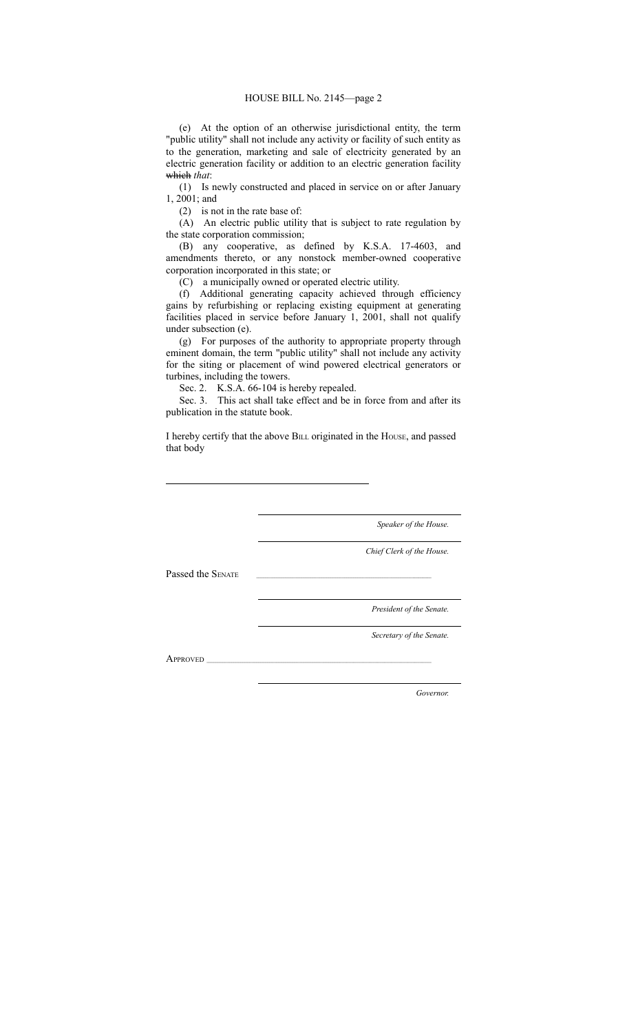(e) At the option of an otherwise jurisdictional entity, the term "public utility" shall not include any activity or facility of such entity as to the generation, marketing and sale of electricity generated by an electric generation facility or addition to an electric generation facility ~~which~~ *that*:

(1) Is newly constructed and placed in service on or after January 1, 2001; and

(2) is not in the rate base of:

(A) An electric public utility that is subject to rate regulation by the state corporation commission;

(B) any cooperative, as defined by K.S.A. 17-4603, and amendments thereto, or any nonstock member-owned cooperative corporation incorporated in this state; or

(C) a municipally owned or operated electric utility.

(f) Additional generating capacity achieved through efficiency gains by refurbishing or replacing existing equipment at generating facilities placed in service before January 1, 2001, shall not qualify under subsection (e).

(g) For purposes of the authority to appropriate property through eminent domain, the term "public utility" shall not include any activity for the siting or placement of wind powered electrical generators or turbines, including the towers.

Sec. 2. K.S.A. 66-104 is hereby repealed.

Sec. 3. This act shall take effect and be in force from and after its publication in the statute book.

I hereby certify that the above BILL originated in the HOUSE, and passed that body

\_\_\_\_\_\_\_\_\_\_\_\_\_\_\_\_\_\_\_\_\_\_\_\_\_\_\_\_\_\_\_\_\_\_\_\_\_\_\_\_

\_\_\_\_\_\_\_\_\_\_\_\_\_\_\_\_\_\_\_\_\_\_\_\_\_\_\_\_\_\_\_\_\_\_\_\_\_\_\_\_
*Speaker of the House.*

\_\_\_\_\_\_\_\_\_\_\_\_\_\_\_\_\_\_\_\_\_\_\_\_\_\_\_\_\_\_\_\_\_\_\_\_\_\_\_\_
*Chief Clerk of the House.*

Passed the SENATE \_\_\_\_\_\_\_\_\_\_\_\_\_\_\_\_\_\_\_\_\_\_\_\_\_\_\_\_\_\_\_\_\_\_\_\_\_\_\_\_

\_\_\_\_\_\_\_\_\_\_\_\_\_\_\_\_\_\_\_\_\_\_\_\_\_\_\_\_\_\_\_\_\_\_\_\_\_\_\_\_
*President of the Senate.*

\_\_\_\_\_\_\_\_\_\_\_\_\_\_\_\_\_\_\_\_\_\_\_\_\_\_\_\_\_\_\_\_\_\_\_\_\_\_\_\_
*Secretary of the Senate.*

APPROVED \_\_\_\_\_\_\_\_\_\_\_\_\_\_\_\_\_\_\_\_\_\_\_\_\_\_\_\_\_\_\_\_\_\_\_\_\_\_\_\_

\_\_\_\_\_\_\_\_\_\_\_\_\_\_\_\_\_\_\_\_\_\_\_\_\_\_\_\_\_\_\_\_\_\_\_\_\_\_\_\_
*Governor.*